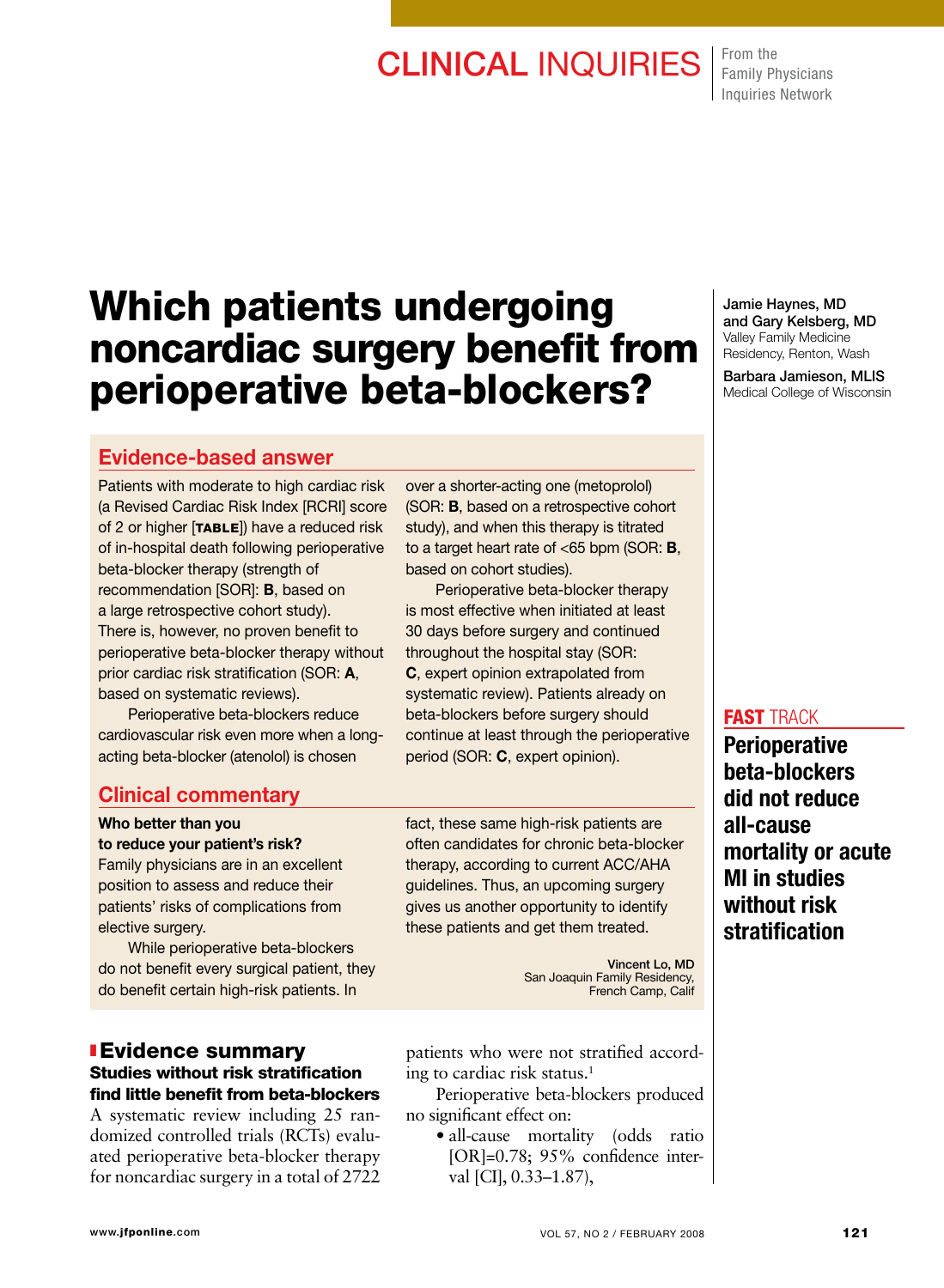# Which patients undergoing noncardiac surgery benefit from perioperative beta-blockers?

Jamie Haynes, MD and Gary Kelsberg, MD
Valley Family Medicine Residency, Renton, Wash

Barbara Jamieson, MLIS
Medical College of Wisconsin

## Evidence-based answer

Patients with moderate to high cardiac risk (a Revised Cardiac Risk Index [RCRI] score of 2 or higher [**TABLE**]) have a reduced risk of in-hospital death following perioperative beta-blocker therapy (strength of recommendation [SOR]: **B**, based on a large retrospective cohort study). There is, however, no proven benefit to perioperative beta-blocker therapy without prior cardiac risk stratification (SOR: **A**, based on systematic reviews).

Perioperative beta-blockers reduce cardiovascular risk even more when a long-acting beta-blocker (atenolol) is chosen over a shorter-acting one (metoprolol) (SOR: **B**, based on a retrospective cohort study), and when this therapy is titrated to a target heart rate of <65 bpm (SOR: **B**, based on cohort studies).

Perioperative beta-blocker therapy is most effective when initiated at least 30 days before surgery and continued throughout the hospital stay (SOR: **C**, expert opinion extrapolated from systematic review). Patients already on beta-blockers before surgery should continue at least through the perioperative period (SOR: **C**, expert opinion).

## Clinical commentary

**Who better than you to reduce your patient's risk?**
Family physicians are in an excellent position to assess and reduce their patients' risks of complications from elective surgery.

While perioperative beta-blockers do not benefit every surgical patient, they do benefit certain high-risk patients. In fact, these same high-risk patients are often candidates for chronic beta-blocker therapy, according to current ACC/AHA guidelines. Thus, an upcoming surgery gives us another opportunity to identify these patients and get them treated.

Vincent Lo, MD
San Joaquin Family Residency, French Camp, Calif

**FAST TRACK**
**Perioperative beta-blockers did not reduce all-cause mortality or acute MI in studies without risk stratification**

## Evidence summary

### Studies without risk stratification find little benefit from beta-blockers

A systematic review including 25 randomized controlled trials (RCTs) evaluated perioperative beta-blocker therapy for noncardiac surgery in a total of 2722 patients who were not stratified according to cardiac risk status.[1]

Perioperative beta-blockers produced no significant effect on:

- all-cause mortality (odds ratio [OR]=0.78; 95% confidence interval [CI], 0.33–1.87),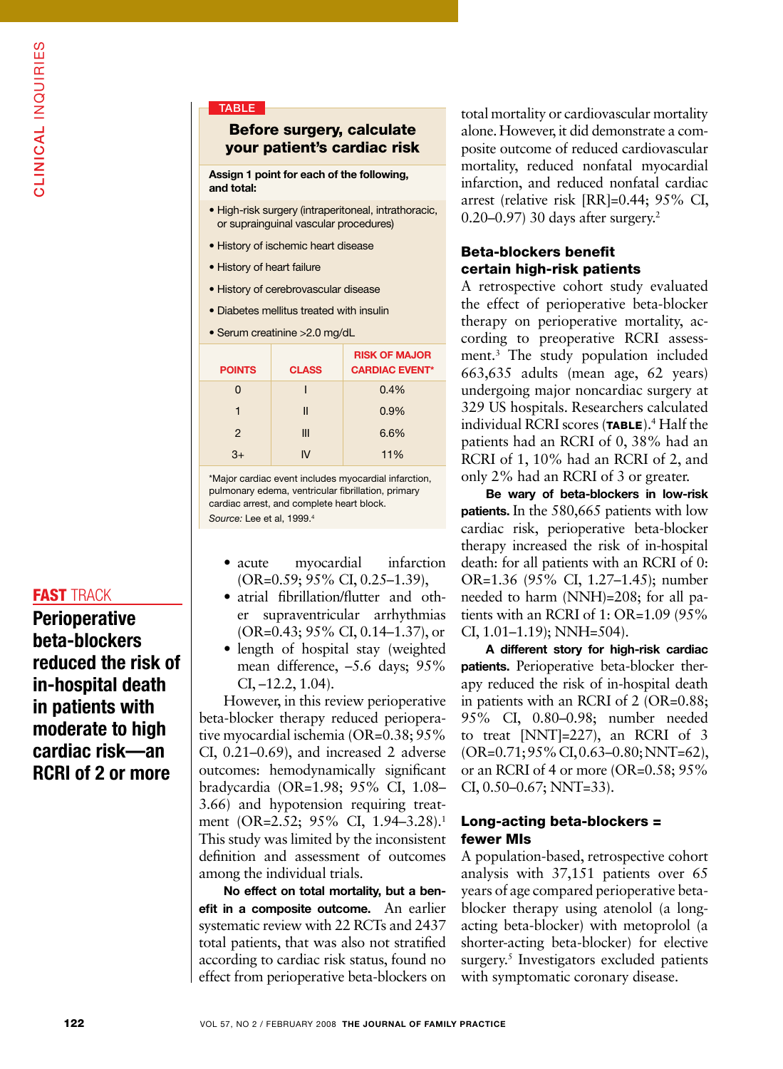### TABLE

**Before surgery, calculate your patient's cardiac risk**

**Assign 1 point for each of the following, and total:**

- High-risk surgery (intraperitoneal, intrathoracic, or suprainguinal vascular procedures)
- History of ischemic heart disease
- History of heart failure
- History of cerebrovascular disease
- Diabetes mellitus treated with insulin
- Serum creatinine >2.0 mg/dL

| POINTS | CLASS | RISK OF MAJOR CARDIAC EVENT* |
|---|---|---|
| 0 | I | 0.4% |
| 1 | II | 0.9% |
| 2 | III | 6.6% |
| 3+ | IV | 11% |

*Major cardiac event includes myocardial infarction, pulmonary edema, ventricular fibrillation, primary cardiac arrest, and complete heart block.

*Source:* Lee et al, 1999.[4]

**FAST TRACK**

**Perioperative beta-blockers reduced the risk of in-hospital death in patients with moderate to high cardiac risk—an RCRI of 2 or more**

- acute myocardial infarction (OR=0.59; 95% CI, 0.25–1.39),
- atrial fibrillation/flutter and other supraventricular arrhythmias (OR=0.43; 95% CI, 0.14–1.37), or
- length of hospital stay (weighted mean difference, –5.6 days; 95% CI, –12.2, 1.04).

However, in this review perioperative beta-blocker therapy reduced perioperative myocardial ischemia (OR=0.38; 95% CI, 0.21–0.69), and increased 2 adverse outcomes: hemodynamically significant bradycardia (OR=1.98; 95% CI, 1.08–3.66) and hypotension requiring treatment (OR=2.52; 95% CI, 1.94–3.28).[1] This study was limited by the inconsistent definition and assessment of outcomes among the individual trials.

**No effect on total mortality, but a benefit in a composite outcome.** An earlier systematic review with 22 RCTs and 2437 total patients, that was also not stratified according to cardiac risk status, found no effect from perioperative beta-blockers on total mortality or cardiovascular mortality alone. However, it did demonstrate a composite outcome of reduced cardiovascular mortality, reduced nonfatal myocardial infarction, and reduced nonfatal cardiac arrest (relative risk [RR]=0.44; 95% CI, 0.20–0.97) 30 days after surgery.[2]

### Beta-blockers benefit certain high-risk patients

A retrospective cohort study evaluated the effect of perioperative beta-blocker therapy on perioperative mortality, according to preoperative RCRI assessment.[3] The study population included 663,635 adults (mean age, 62 years) undergoing major noncardiac surgery at 329 US hospitals. Researchers calculated individual RCRI scores (**TABLE**).[4] Half the patients had an RCRI of 0, 38% had an RCRI of 1, 10% had an RCRI of 2, and only 2% had an RCRI of 3 or greater.

**Be wary of beta-blockers in low-risk patients.** In the 580,665 patients with low cardiac risk, perioperative beta-blocker therapy increased the risk of in-hospital death: for all patients with an RCRI of 0: OR=1.36 (95% CI, 1.27–1.45); number needed to harm (NNH)=208; for all patients with an RCRI of 1: OR=1.09 (95% CI, 1.01–1.19); NNH=504).

**A different story for high-risk cardiac patients.** Perioperative beta-blocker therapy reduced the risk of in-hospital death in patients with an RCRI of 2 (OR=0.88; 95% CI, 0.80–0.98; number needed to treat [NNT]=227), an RCRI of 3 (OR=0.71; 95% CI, 0.63–0.80; NNT=62), or an RCRI of 4 or more (OR=0.58; 95% CI, 0.50–0.67; NNT=33).

### Long-acting beta-blockers = fewer MIs

A population-based, retrospective cohort analysis with 37,151 patients over 65 years of age compared perioperative beta-blocker therapy using atenolol (a long-acting beta-blocker) with metoprolol (a shorter-acting beta-blocker) for elective surgery.[5] Investigators excluded patients with symptomatic coronary disease.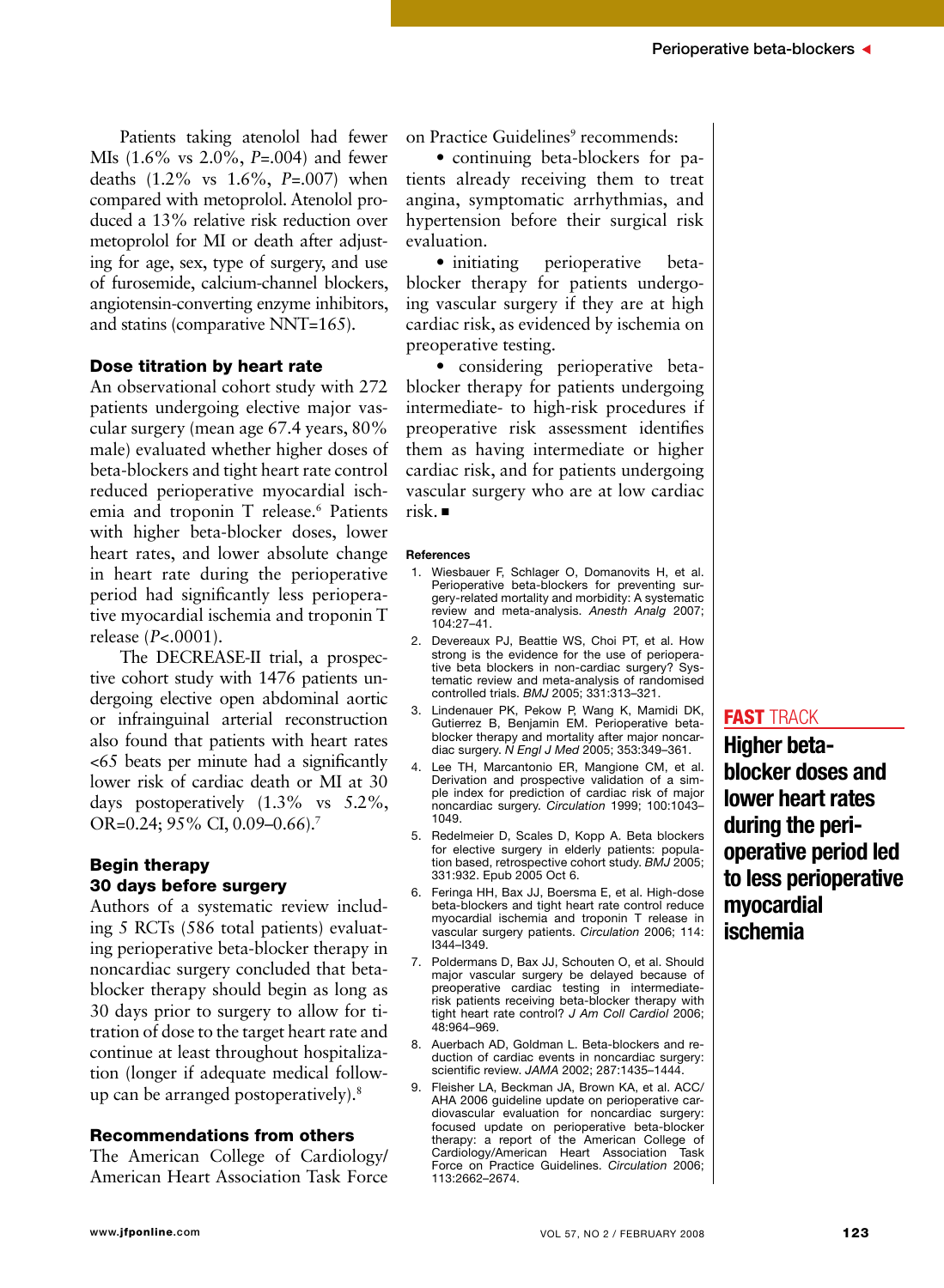Patients taking atenolol had fewer MIs (1.6% vs 2.0%, *P*=.004) and fewer deaths (1.2% vs 1.6%, *P*=.007) when compared with metoprolol. Atenolol produced a 13% relative risk reduction over metoprolol for MI or death after adjusting for age, sex, type of surgery, and use of furosemide, calcium-channel blockers, angiotensin-converting enzyme inhibitors, and statins (comparative NNT=165).

### Dose titration by heart rate

An observational cohort study with 272 patients undergoing elective major vascular surgery (mean age 67.4 years, 80% male) evaluated whether higher doses of beta-blockers and tight heart rate control reduced perioperative myocardial ischemia and troponin T release.[6] Patients with higher beta-blocker doses, lower heart rates, and lower absolute change in heart rate during the perioperative period had significantly less perioperative myocardial ischemia and troponin T release (*P*<.0001).

The DECREASE-II trial, a prospective cohort study with 1476 patients undergoing elective open abdominal aortic or infrainguinal arterial reconstruction also found that patients with heart rates <65 beats per minute had a significantly lower risk of cardiac death or MI at 30 days postoperatively (1.3% vs 5.2%, OR=0.24; 95% CI, 0.09–0.66).[7]

### Begin therapy 30 days before surgery

Authors of a systematic review including 5 RCTs (586 total patients) evaluating perioperative beta-blocker therapy in noncardiac surgery concluded that beta-blocker therapy should begin as long as 30 days prior to surgery to allow for titration of dose to the target heart rate and continue at least throughout hospitalization (longer if adequate medical follow-up can be arranged postoperatively).[8]

### Recommendations from others

The American College of Cardiology/American Heart Association Task Force on Practice Guidelines[9] recommends:

- continuing beta-blockers for patients already receiving them to treat angina, symptomatic arrhythmias, and hypertension before their surgical risk evaluation.
- initiating perioperative beta-blocker therapy for patients undergoing vascular surgery if they are at high cardiac risk, as evidenced by ischemia on preoperative testing.
- considering perioperative beta-blocker therapy for patients undergoing intermediate- to high-risk procedures if preoperative risk assessment identifies them as having intermediate or higher cardiac risk, and for patients undergoing vascular surgery who are at low cardiac risk. ■

**FAST TRACK**

**Higher beta-blocker doses and lower heart rates during the perioperative period led to less perioperative myocardial ischemia**

#### References

1. Wiesbauer F, Schlager O, Domanovits H, et al. Perioperative beta-blockers for preventing surgery-related mortality and morbidity: A systematic review and meta-analysis. *Anesth Analg* 2007; 104:27–41.
2. Devereaux PJ, Beattie WS, Choi PT, et al. How strong is the evidence for the use of perioperative beta blockers in non-cardiac surgery? Systematic review and meta-analysis of randomised controlled trials. *BMJ* 2005; 331:313–321.
3. Lindenauer PK, Pekow P, Wang K, Mamidi DK, Gutierrez B, Benjamin EM. Perioperative beta-blocker therapy and mortality after major noncardiac surgery. *N Engl J Med* 2005; 353:349–361.
4. Lee TH, Marcantonio ER, Mangione CM, et al. Derivation and prospective validation of a simple index for prediction of cardiac risk of major noncardiac surgery. *Circulation* 1999; 100:1043–1049.
5. Redelmeier D, Scales D, Kopp A. Beta blockers for elective surgery in elderly patients: population based, retrospective cohort study. *BMJ* 2005; 331:932. Epub 2005 Oct 6.
6. Feringa HH, Bax JJ, Boersma E, et al. High-dose beta-blockers and tight heart rate control reduce myocardial ischemia and troponin T release in vascular surgery patients. *Circulation* 2006; 114: I344–I349.
7. Poldermans D, Bax JJ, Schouten O, et al. Should major vascular surgery be delayed because of preoperative cardiac testing in intermediate-risk patients receiving beta-blocker therapy with tight heart rate control? *J Am Coll Cardiol* 2006; 48:964–969.
8. Auerbach AD, Goldman L. Beta-blockers and reduction of cardiac events in noncardiac surgery: scientific review. *JAMA* 2002; 287:1435–1444.
9. Fleisher LA, Beckman JA, Brown KA, et al. ACC/AHA 2006 guideline update on perioperative cardiovascular evaluation for noncardiac surgery: focused update on perioperative beta-blocker therapy: a report of the American College of Cardiology/American Heart Association Task Force on Practice Guidelines. *Circulation* 2006; 113:2662–2674.